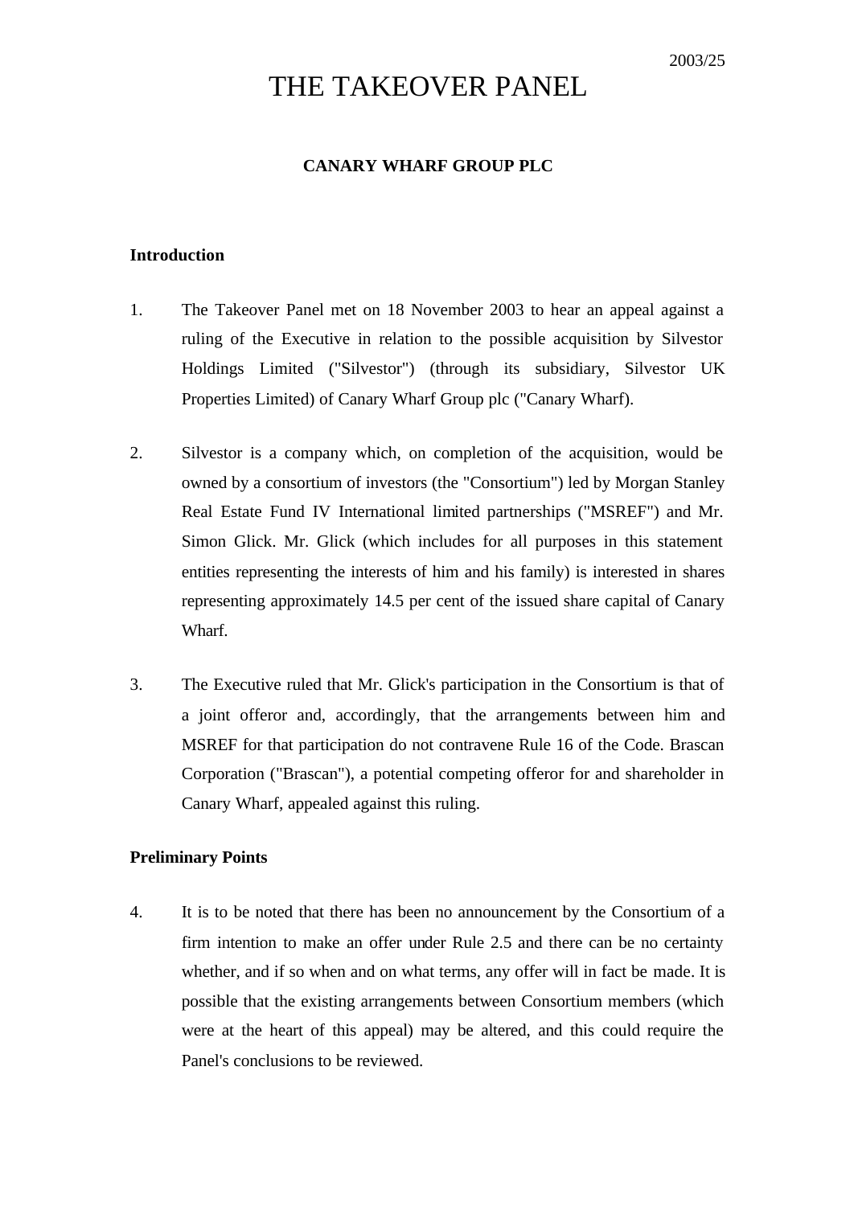2003/25

# THE TAKEOVER PANEL

## CANARY WHARF GROUP PLC

### Introduction

1. The Takeover Panel met on 18 November 2003 to hear an appeal against a ruling of the Executive in relation to the possible acquisition by Silvestor Holdings Limited ("Silvestor") (through its subsidiary, Silvestor UK Properties Limited) of Canary Wharf Group plc ("Canary Wharf).

2. Silvestor is a company which, on completion of the acquisition, would be owned by a consortium of investors (the "Consortium") led by Morgan Stanley Real Estate Fund IV International limited partnerships ("MSREF") and Mr. Simon Glick. Mr. Glick (which includes for all purposes in this statement entities representing the interests of him and his family) is interested in shares representing approximately 14.5 per cent of the issued share capital of Canary Wharf.

3. The Executive ruled that Mr. Glick's participation in the Consortium is that of a joint offeror and, accordingly, that the arrangements between him and MSREF for that participation do not contravene Rule 16 of the Code. Brascan Corporation ("Brascan"), a potential competing offeror for and shareholder in Canary Wharf, appealed against this ruling.

### Preliminary Points

4. It is to be noted that there has been no announcement by the Consortium of a firm intention to make an offer under Rule 2.5 and there can be no certainty whether, and if so when and on what terms, any offer will in fact be made. It is possible that the existing arrangements between Consortium members (which were at the heart of this appeal) may be altered, and this could require the Panel's conclusions to be reviewed.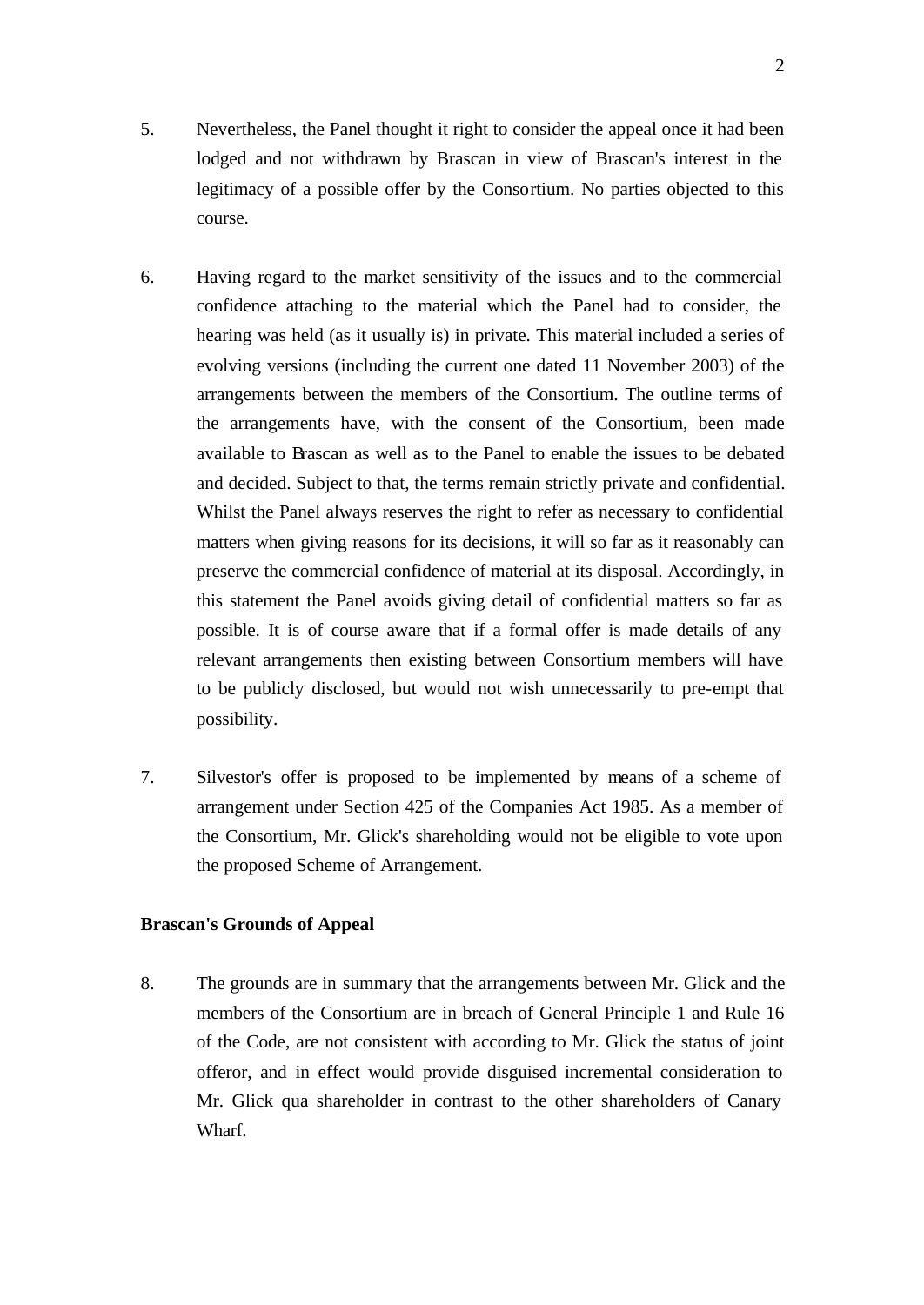5. Nevertheless, the Panel thought it right to consider the appeal once it had been lodged and not withdrawn by Brascan in view of Brascan's interest in the legitimacy of a possible offer by the Consortium. No parties objected to this course.

6. Having regard to the market sensitivity of the issues and to the commercial confidence attaching to the material which the Panel had to consider, the hearing was held (as it usually is) in private. This material included a series of evolving versions (including the current one dated 11 November 2003) of the arrangements between the members of the Consortium. The outline terms of the arrangements have, with the consent of the Consortium, been made available to Brascan as well as to the Panel to enable the issues to be debated and decided. Subject to that, the terms remain strictly private and confidential. Whilst the Panel always reserves the right to refer as necessary to confidential matters when giving reasons for its decisions, it will so far as it reasonably can preserve the commercial confidence of material at its disposal. Accordingly, in this statement the Panel avoids giving detail of confidential matters so far as possible. It is of course aware that if a formal offer is made details of any relevant arrangements then existing between Consortium members will have to be publicly disclosed, but would not wish unnecessarily to pre-empt that possibility.

7. Silvestor's offer is proposed to be implemented by means of a scheme of arrangement under Section 425 of the Companies Act 1985. As a member of the Consortium, Mr. Glick's shareholding would not be eligible to vote upon the proposed Scheme of Arrangement.

**Brascan's Grounds of Appeal**

8. The grounds are in summary that the arrangements between Mr. Glick and the members of the Consortium are in breach of General Principle 1 and Rule 16 of the Code, are not consistent with according to Mr. Glick the status of joint offeror, and in effect would provide disguised incremental consideration to Mr. Glick qua shareholder in contrast to the other shareholders of Canary Wharf.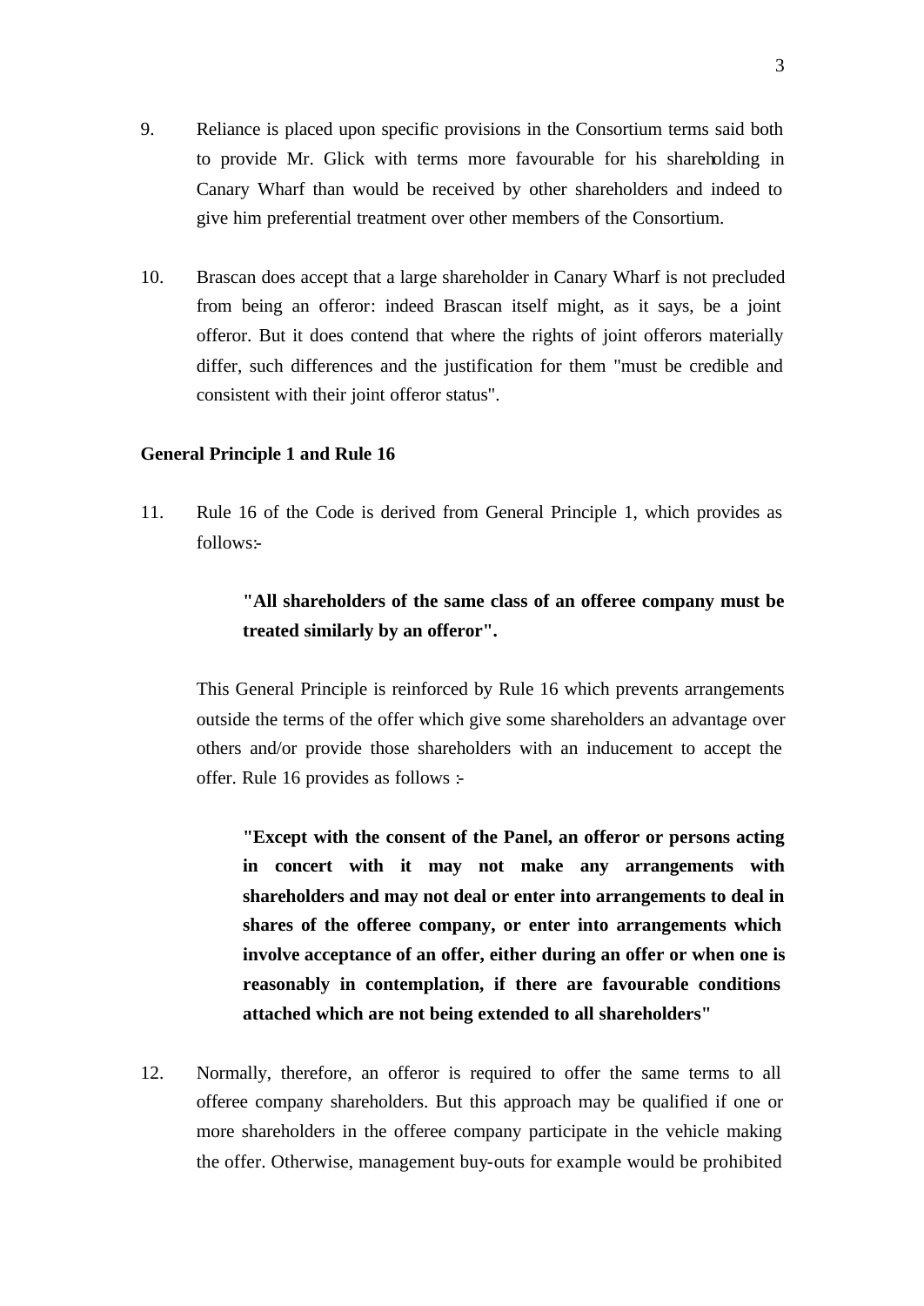9. Reliance is placed upon specific provisions in the Consortium terms said both to provide Mr. Glick with terms more favourable for his shareholding in Canary Wharf than would be received by other shareholders and indeed to give him preferential treatment over other members of the Consortium.

10. Brascan does accept that a large shareholder in Canary Wharf is not precluded from being an offeror: indeed Brascan itself might, as it says, be a joint offeror. But it does contend that where the rights of joint offerors materially differ, such differences and the justification for them "must be credible and consistent with their joint offeror status".

**General Principle 1 and Rule 16**

11. Rule 16 of the Code is derived from General Principle 1, which provides as follows:-

> **"All shareholders of the same class of an offeree company must be treated similarly by an offeror".**

This General Principle is reinforced by Rule 16 which prevents arrangements outside the terms of the offer which give some shareholders an advantage over others and/or provide those shareholders with an inducement to accept the offer. Rule 16 provides as follows :-

> **"Except with the consent of the Panel, an offeror or persons acting in concert with it may not make any arrangements with shareholders and may not deal or enter into arrangements to deal in shares of the offeree company, or enter into arrangements which involve acceptance of an offer, either during an offer or when one is reasonably in contemplation, if there are favourable conditions attached which are not being extended to all shareholders"**

12. Normally, therefore, an offeror is required to offer the same terms to all offeree company shareholders. But this approach may be qualified if one or more shareholders in the offeree company participate in the vehicle making the offer. Otherwise, management buy-outs for example would be prohibited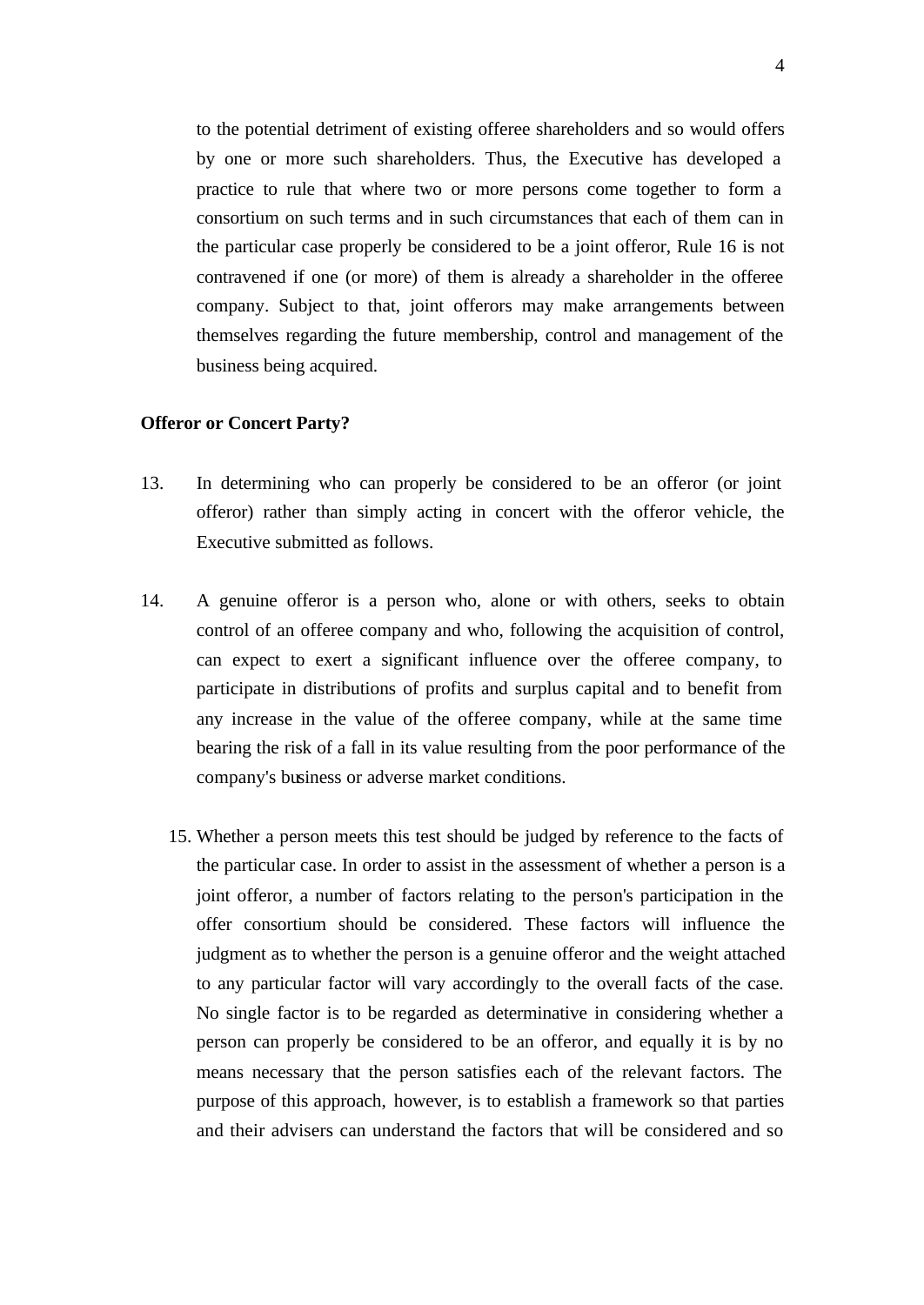to the potential detriment of existing offeree shareholders and so would offers by one or more such shareholders. Thus, the Executive has developed a practice to rule that where two or more persons come together to form a consortium on such terms and in such circumstances that each of them can in the particular case properly be considered to be a joint offeror, Rule 16 is not contravened if one (or more) of them is already a shareholder in the offeree company. Subject to that, joint offerors may make arrangements between themselves regarding the future membership, control and management of the business being acquired.

**Offeror or Concert Party?**

13. In determining who can properly be considered to be an offeror (or joint offeror) rather than simply acting in concert with the offeror vehicle, the Executive submitted as follows.

14. A genuine offeror is a person who, alone or with others, seeks to obtain control of an offeree company and who, following the acquisition of control, can expect to exert a significant influence over the offeree company, to participate in distributions of profits and surplus capital and to benefit from any increase in the value of the offeree company, while at the same time bearing the risk of a fall in its value resulting from the poor performance of the company's business or adverse market conditions.

15. Whether a person meets this test should be judged by reference to the facts of the particular case. In order to assist in the assessment of whether a person is a joint offeror, a number of factors relating to the person's participation in the offer consortium should be considered. These factors will influence the judgment as to whether the person is a genuine offeror and the weight attached to any particular factor will vary accordingly to the overall facts of the case. No single factor is to be regarded as determinative in considering whether a person can properly be considered to be an offeror, and equally it is by no means necessary that the person satisfies each of the relevant factors. The purpose of this approach, however, is to establish a framework so that parties and their advisers can understand the factors that will be considered and so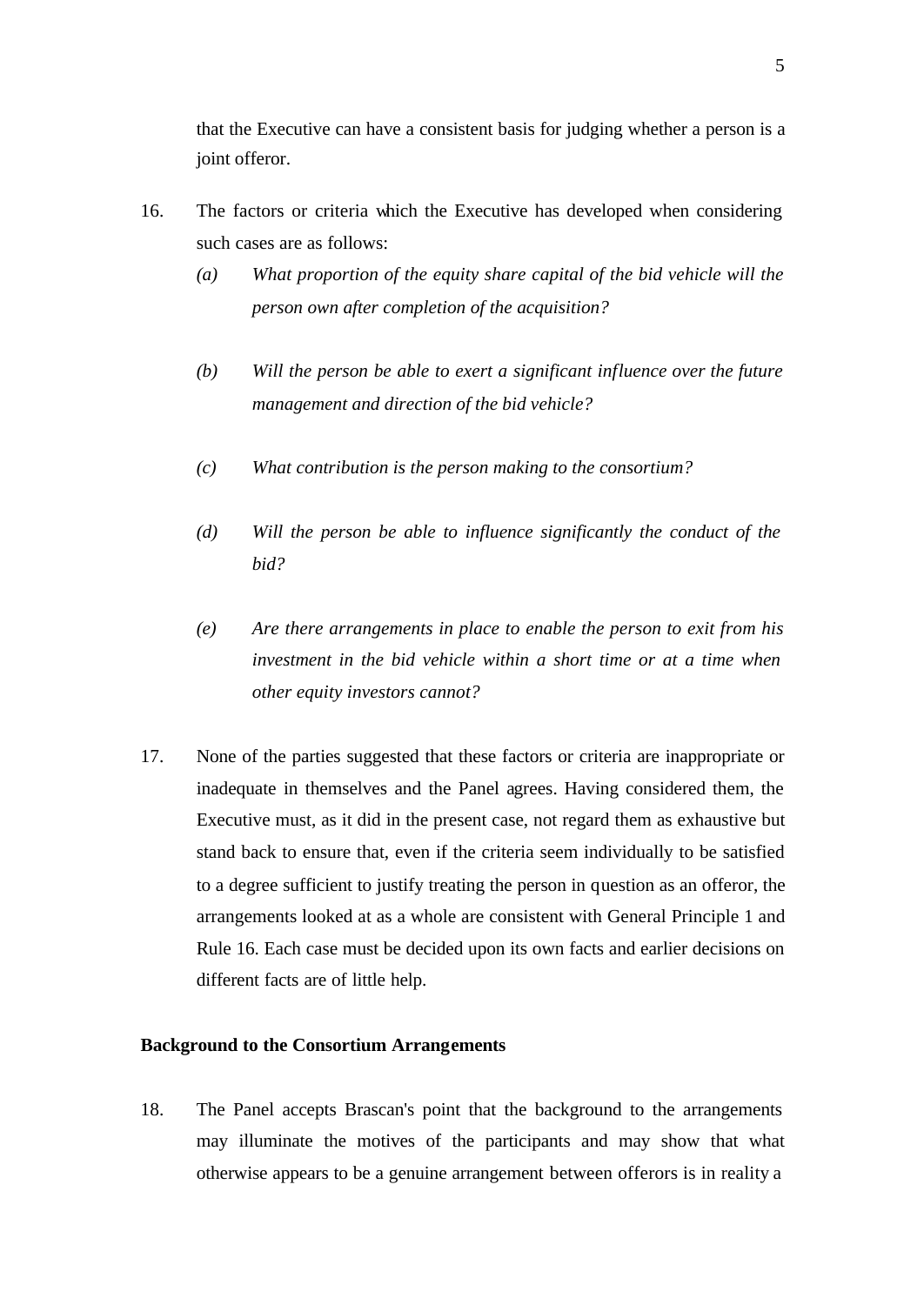that the Executive can have a consistent basis for judging whether a person is a joint offeror.

16. The factors or criteria which the Executive has developed when considering such cases are as follows:

    (a) *What proportion of the equity share capital of the bid vehicle will the person own after completion of the acquisition?*

    (b) *Will the person be able to exert a significant influence over the future management and direction of the bid vehicle?*

    (c) *What contribution is the person making to the consortium?*

    (d) *Will the person be able to influence significantly the conduct of the bid?*

    (e) *Are there arrangements in place to enable the person to exit from his investment in the bid vehicle within a short time or at a time when other equity investors cannot?*

17. None of the parties suggested that these factors or criteria are inappropriate or inadequate in themselves and the Panel agrees. Having considered them, the Executive must, as it did in the present case, not regard them as exhaustive but stand back to ensure that, even if the criteria seem individually to be satisfied to a degree sufficient to justify treating the person in question as an offeror, the arrangements looked at as a whole are consistent with General Principle 1 and Rule 16. Each case must be decided upon its own facts and earlier decisions on different facts are of little help.

**Background to the Consortium Arrangements**

18. The Panel accepts Brascan's point that the background to the arrangements may illuminate the motives of the participants and may show that what otherwise appears to be a genuine arrangement between offerors is in reality a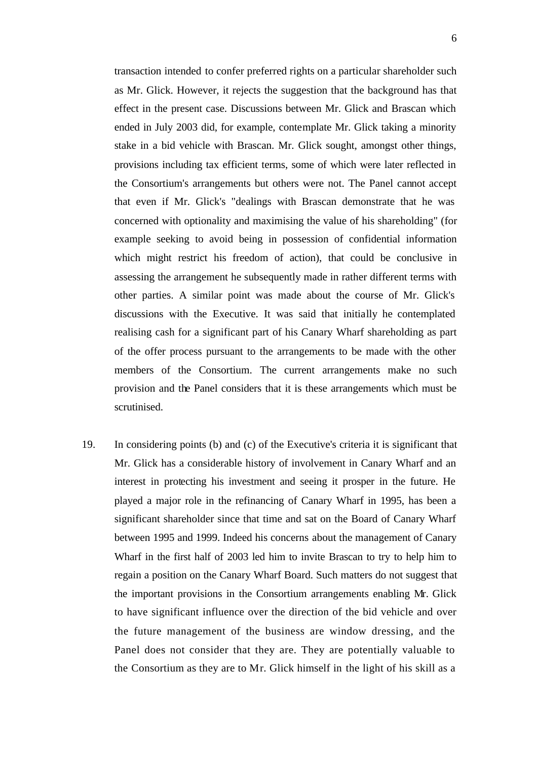transaction intended to confer preferred rights on a particular shareholder such as Mr. Glick. However, it rejects the suggestion that the background has that effect in the present case. Discussions between Mr. Glick and Brascan which ended in July 2003 did, for example, contemplate Mr. Glick taking a minority stake in a bid vehicle with Brascan. Mr. Glick sought, amongst other things, provisions including tax efficient terms, some of which were later reflected in the Consortium's arrangements but others were not. The Panel cannot accept that even if Mr. Glick's "dealings with Brascan demonstrate that he was concerned with optionality and maximising the value of his shareholding" (for example seeking to avoid being in possession of confidential information which might restrict his freedom of action), that could be conclusive in assessing the arrangement he subsequently made in rather different terms with other parties. A similar point was made about the course of Mr. Glick's discussions with the Executive. It was said that initially he contemplated realising cash for a significant part of his Canary Wharf shareholding as part of the offer process pursuant to the arrangements to be made with the other members of the Consortium. The current arrangements make no such provision and the Panel considers that it is these arrangements which must be scrutinised.

19. In considering points (b) and (c) of the Executive's criteria it is significant that Mr. Glick has a considerable history of involvement in Canary Wharf and an interest in protecting his investment and seeing it prosper in the future. He played a major role in the refinancing of Canary Wharf in 1995, has been a significant shareholder since that time and sat on the Board of Canary Wharf between 1995 and 1999. Indeed his concerns about the management of Canary Wharf in the first half of 2003 led him to invite Brascan to try to help him to regain a position on the Canary Wharf Board. Such matters do not suggest that the important provisions in the Consortium arrangements enabling Mr. Glick to have significant influence over the direction of the bid vehicle and over the future management of the business are window dressing, and the Panel does not consider that they are. They are potentially valuable to the Consortium as they are to Mr. Glick himself in the light of his skill as a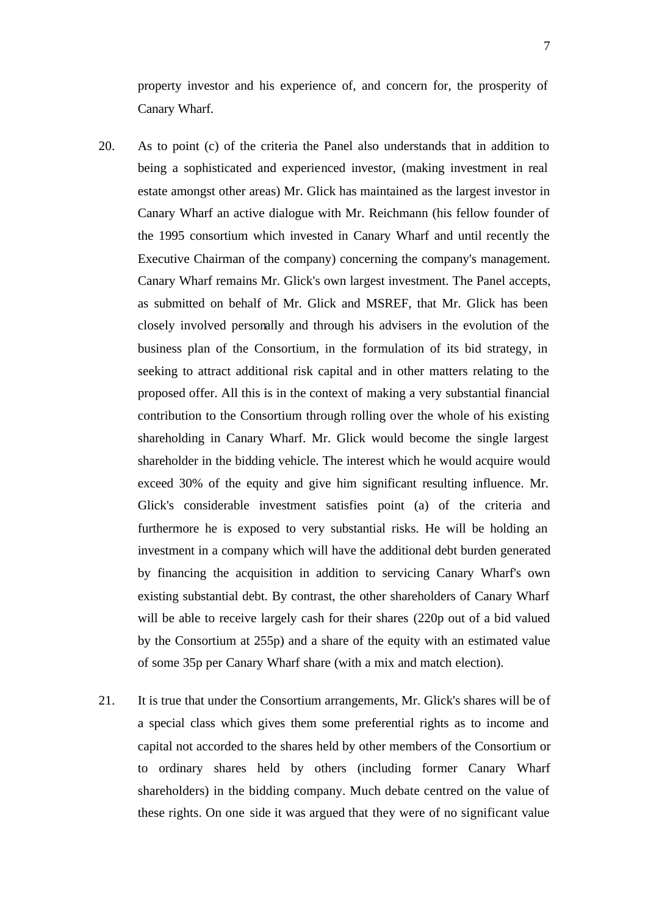property investor and his experience of, and concern for, the prosperity of Canary Wharf.

20. As to point (c) of the criteria the Panel also understands that in addition to being a sophisticated and experienced investor, (making investment in real estate amongst other areas) Mr. Glick has maintained as the largest investor in Canary Wharf an active dialogue with Mr. Reichmann (his fellow founder of the 1995 consortium which invested in Canary Wharf and until recently the Executive Chairman of the company) concerning the company's management. Canary Wharf remains Mr. Glick's own largest investment. The Panel accepts, as submitted on behalf of Mr. Glick and MSREF, that Mr. Glick has been closely involved personally and through his advisers in the evolution of the business plan of the Consortium, in the formulation of its bid strategy, in seeking to attract additional risk capital and in other matters relating to the proposed offer. All this is in the context of making a very substantial financial contribution to the Consortium through rolling over the whole of his existing shareholding in Canary Wharf. Mr. Glick would become the single largest shareholder in the bidding vehicle. The interest which he would acquire would exceed 30% of the equity and give him significant resulting influence. Mr. Glick's considerable investment satisfies point (a) of the criteria and furthermore he is exposed to very substantial risks. He will be holding an investment in a company which will have the additional debt burden generated by financing the acquisition in addition to servicing Canary Wharf's own existing substantial debt. By contrast, the other shareholders of Canary Wharf will be able to receive largely cash for their shares (220p out of a bid valued by the Consortium at 255p) and a share of the equity with an estimated value of some 35p per Canary Wharf share (with a mix and match election).

21. It is true that under the Consortium arrangements, Mr. Glick's shares will be of a special class which gives them some preferential rights as to income and capital not accorded to the shares held by other members of the Consortium or to ordinary shares held by others (including former Canary Wharf shareholders) in the bidding company. Much debate centred on the value of these rights. On one side it was argued that they were of no significant value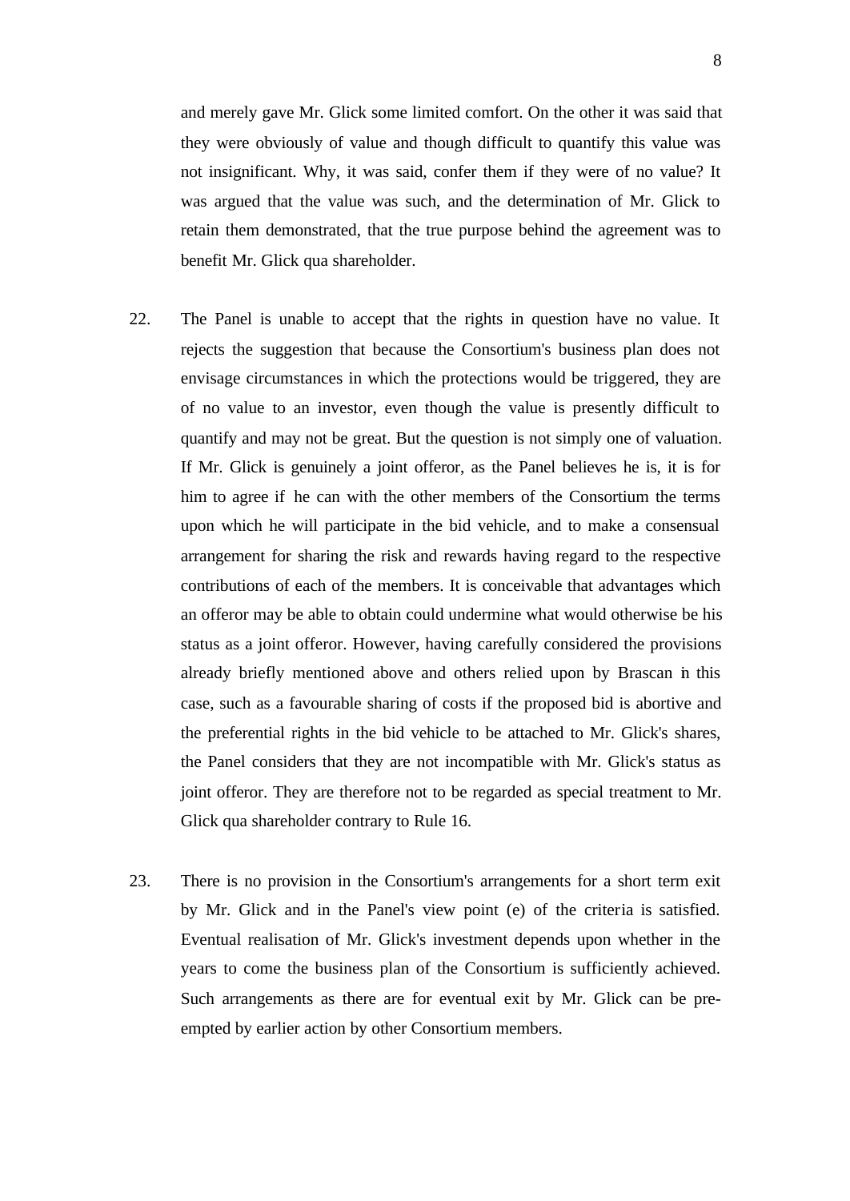and merely gave Mr. Glick some limited comfort. On the other it was said that they were obviously of value and though difficult to quantify this value was not insignificant. Why, it was said, confer them if they were of no value? It was argued that the value was such, and the determination of Mr. Glick to retain them demonstrated, that the true purpose behind the agreement was to benefit Mr. Glick qua shareholder.

22. The Panel is unable to accept that the rights in question have no value. It rejects the suggestion that because the Consortium's business plan does not envisage circumstances in which the protections would be triggered, they are of no value to an investor, even though the value is presently difficult to quantify and may not be great. But the question is not simply one of valuation. If Mr. Glick is genuinely a joint offeror, as the Panel believes he is, it is for him to agree if he can with the other members of the Consortium the terms upon which he will participate in the bid vehicle, and to make a consensual arrangement for sharing the risk and rewards having regard to the respective contributions of each of the members. It is conceivable that advantages which an offeror may be able to obtain could undermine what would otherwise be his status as a joint offeror. However, having carefully considered the provisions already briefly mentioned above and others relied upon by Brascan in this case, such as a favourable sharing of costs if the proposed bid is abortive and the preferential rights in the bid vehicle to be attached to Mr. Glick's shares, the Panel considers that they are not incompatible with Mr. Glick's status as joint offeror. They are therefore not to be regarded as special treatment to Mr. Glick qua shareholder contrary to Rule 16.

23. There is no provision in the Consortium's arrangements for a short term exit by Mr. Glick and in the Panel's view point (e) of the criteria is satisfied. Eventual realisation of Mr. Glick's investment depends upon whether in the years to come the business plan of the Consortium is sufficiently achieved. Such arrangements as there are for eventual exit by Mr. Glick can be pre-empted by earlier action by other Consortium members.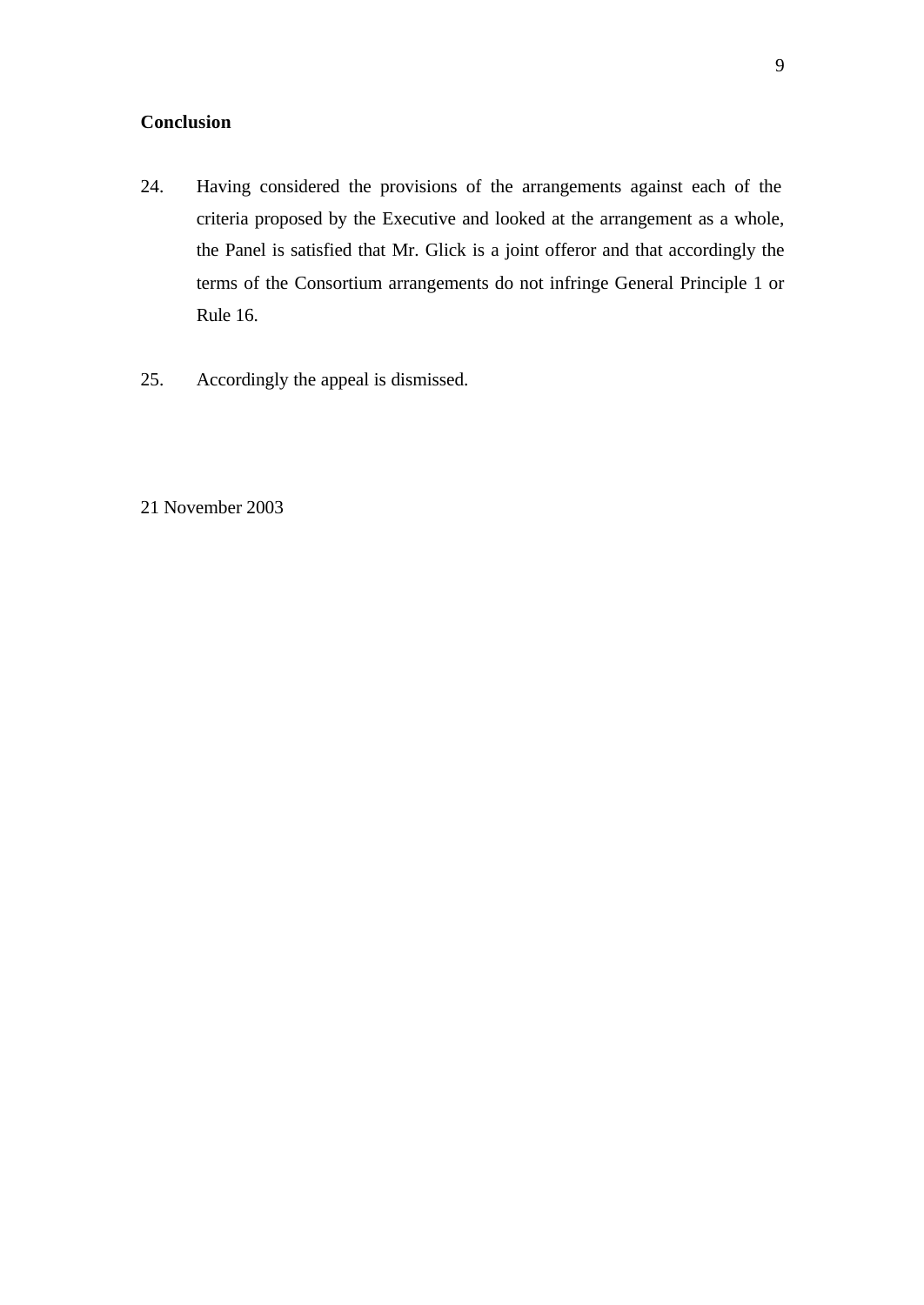**Conclusion**

24. Having considered the provisions of the arrangements against each of the criteria proposed by the Executive and looked at the arrangement as a whole, the Panel is satisfied that Mr. Glick is a joint offeror and that accordingly the terms of the Consortium arrangements do not infringe General Principle 1 or Rule 16.

25. Accordingly the appeal is dismissed.

21 November 2003